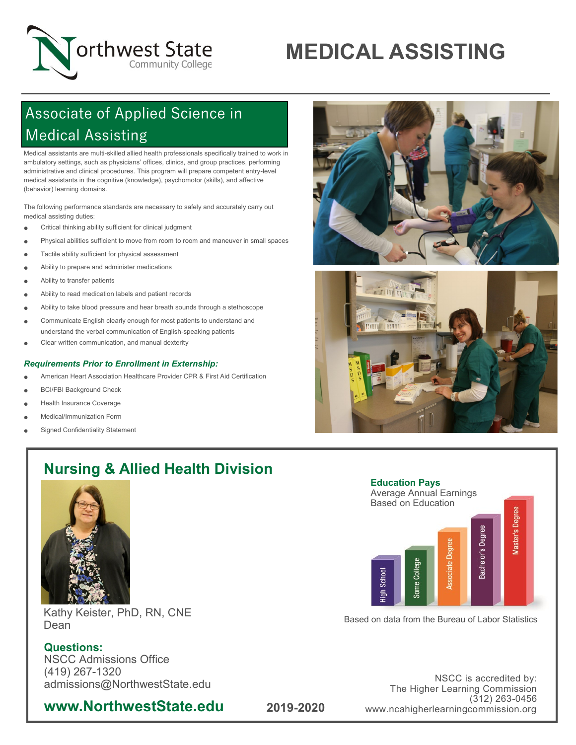Northwest State Community College

# MEDICAL ASSISTING

## Associate of Applied Science in Medical Assisting

Medical assistants are multi-skilled allied health professionals specifically trained to work in ambulatory settings, such as physicians' offices, clinics, and group practices, performing administrative and clinical procedures. This program will prepare competent entry-level medical assistants in the cognitive (knowledge), psychomotor (skills), and affective (behavior) learning domains.

The following performance standards are necessary to safely and accurately carry out medical assisting duties:

- Critical thinking ability sufficient for clinical judgment
- Physical abilities sufficient to move from room to room and maneuver in small spaces
- Tactile ability sufficient for physical assessment
- Ability to prepare and administer medications
- Ability to transfer patients
- Ability to read medication labels and patient records
- Ability to take blood pressure and hear breath sounds through a stethoscope
- Communicate English clearly enough for most patients to understand and understand the verbal communication of English-speaking patients
- Clear written communication, and manual dexterity

***Requirements Prior to Enrollment in Externship:***

- American Heart Association Healthcare Provider CPR & First Aid Certification
- BCI/FBI Background Check
- Health Insurance Coverage
- Medical/Immunization Form
- Signed Confidentiality Statement

## Nursing & Allied Health Division

Kathy Keister, PhD, RN, CNE
Dean

**Questions:**
NSCC Admissions Office
(419) 267-1320
admissions@NorthwestState.edu

**Education Pays**
Average Annual Earnings Based on Education

High School, Some College, Associate Degree, Bachelor's Degree, Master's Degree

Based on data from the Bureau of Labor Statistics

NSCC is accredited by:
The Higher Learning Commission
(312) 263-0456
www.ncahigherlearningcommission.org

**www.NorthwestState.edu**

**2019-2020**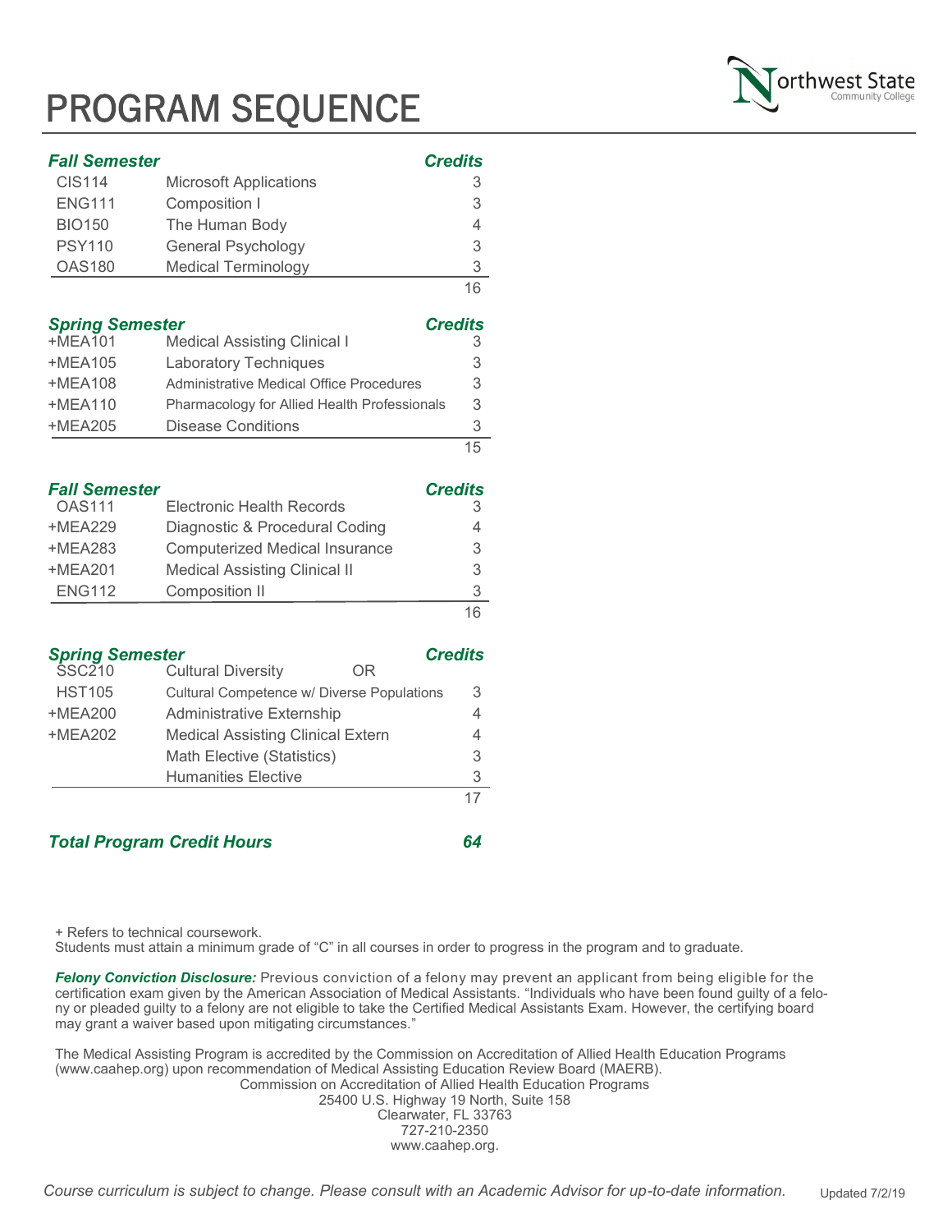# PROGRAM SEQUENCE

Northwest State Community College

| *Fall Semester* | | *Credits* |
|---|---|---|
| CIS114 | Microsoft Applications | 3 |
| ENG111 | Composition I | 3 |
| BIO150 | The Human Body | 4 |
| PSY110 | General Psychology | 3 |
| OAS180 | Medical Terminology | 3 |
| | | 16 |

| *Spring Semester* | | *Credits* |
|---|---|---|
| +MEA101 | Medical Assisting Clinical I | 3 |
| +MEA105 | Laboratory Techniques | 3 |
| +MEA108 | Administrative Medical Office Procedures | 3 |
| +MEA110 | Pharmacology for Allied Health Professionals | 3 |
| +MEA205 | Disease Conditions | 3 |
| | | 15 |

| *Fall Semester* | | *Credits* |
|---|---|---|
| OAS111 | Electronic Health Records | 3 |
| +MEA229 | Diagnostic & Procedural Coding | 4 |
| +MEA283 | Computerized Medical Insurance | 3 |
| +MEA201 | Medical Assisting Clinical II | 3 |
| ENG112 | Composition II | 3 |
| | | 16 |

| *Spring Semester* | | *Credits* |
|---|---|---|
| SSC210 | Cultural Diversity OR | |
| HST105 | Cultural Competence w/ Diverse Populations | 3 |
| +MEA200 | Administrative Externship | 4 |
| +MEA202 | Medical Assisting Clinical Extern | 4 |
| | Math Elective (Statistics) | 3 |
| | Humanities Elective | 3 |
| | | 17 |

***Total Program Credit Hours*** ***64***

+ Refers to technical coursework.
Students must attain a minimum grade of "C" in all courses in order to progress in the program and to graduate.

***Felony Conviction Disclosure:*** Previous conviction of a felony may prevent an applicant from being eligible for the certification exam given by the American Association of Medical Assistants. "Individuals who have been found guilty of a felony or pleaded guilty to a felony are not eligible to take the Certified Medical Assistants Exam. However, the certifying board may grant a waiver based upon mitigating circumstances."

The Medical Assisting Program is accredited by the Commission on Accreditation of Allied Health Education Programs (www.caahep.org) upon recommendation of Medical Assisting Education Review Board (MAERB).

Commission on Accreditation of Allied Health Education Programs
25400 U.S. Highway 19 North, Suite 158
Clearwater, FL 33763
727-210-2350
www.caahep.org.

*Course curriculum is subject to change. Please consult with an Academic Advisor for up-to-date information.* Updated 7/2/19